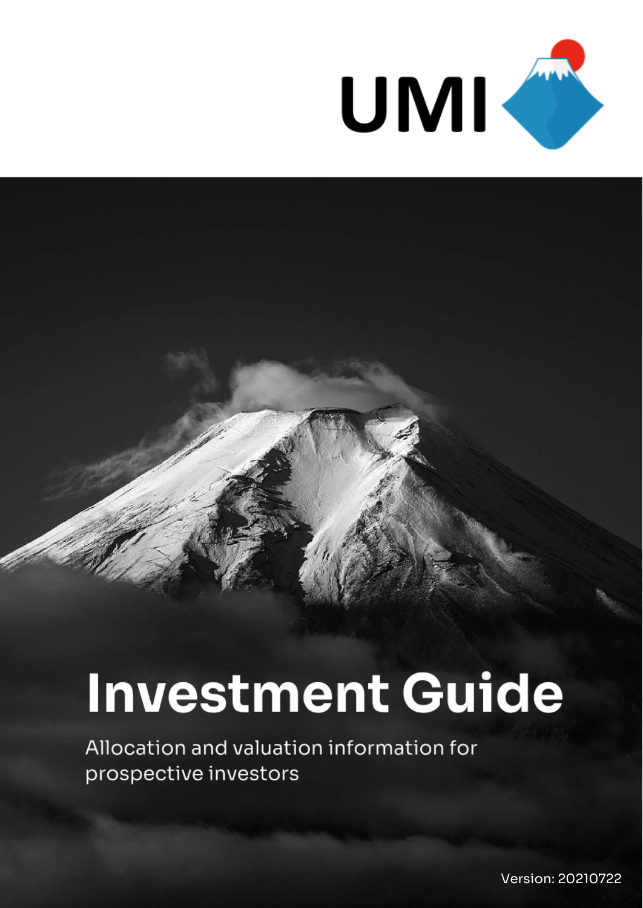UMI

# Investment Guide

Allocation and valuation information for prospective investors

Version: 20210722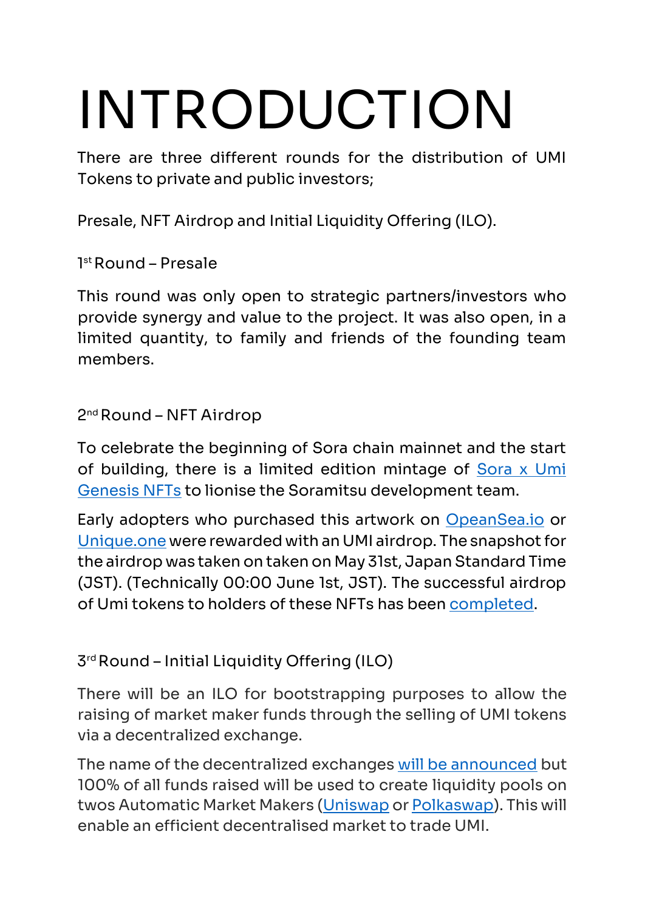# INTRODUCTION

There are three different rounds for the distribution of UMI Tokens to private and public investors;

Presale, NFT Airdrop and Initial Liquidity Offering (ILO).

1st Round – Presale

This round was only open to strategic partners/investors who provide synergy and value to the project. It was also open, in a limited quantity, to family and friends of the founding team members.

2nd Round – NFT Airdrop

To celebrate the beginning of Sora chain mainnet and the start of building, there is a limited edition mintage of [Sora x Umi Genesis NFTs] to lionise the Soramitsu development team.

Early adopters who purchased this artwork on [OpeanSea.io] or [Unique.one] were rewarded with an UMI airdrop. The snapshot for the airdrop was taken on taken on May 31st, Japan Standard Time (JST). (Technically 00:00 June 1st, JST). The successful airdrop of Umi tokens to holders of these NFTs has been [completed].

3rd Round – Initial Liquidity Offering (ILO)

There will be an ILO for bootstrapping purposes to allow the raising of market maker funds through the selling of UMI tokens via a decentralized exchange.

The name of the decentralized exchanges [will be announced] but 100% of all funds raised will be used to create liquidity pools on twos Automatic Market Makers ([Uniswap] or [Polkaswap]). This will enable an efficient decentralised market to trade UMI.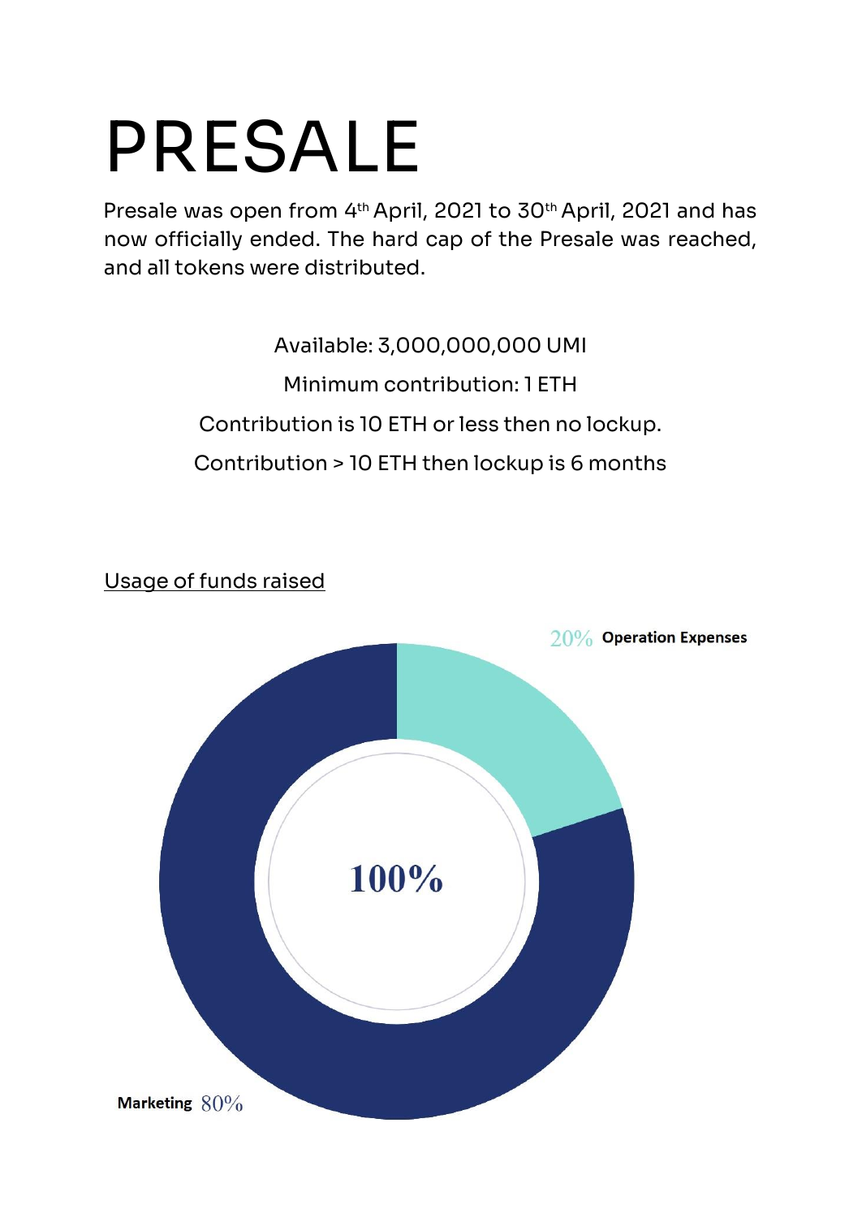# PRESALE

Presale was open from 4th April, 2021 to 30th April, 2021 and has now officially ended. The hard cap of the Presale was reached, and all tokens were distributed.

Available: 3,000,000,000 UMI

Minimum contribution: 1 ETH

Contribution is 10 ETH or less then no lockup.

Contribution > 10 ETH then lockup is 6 months

Usage of funds raised

20% **Operation Expenses**

100%

**Marketing** 80%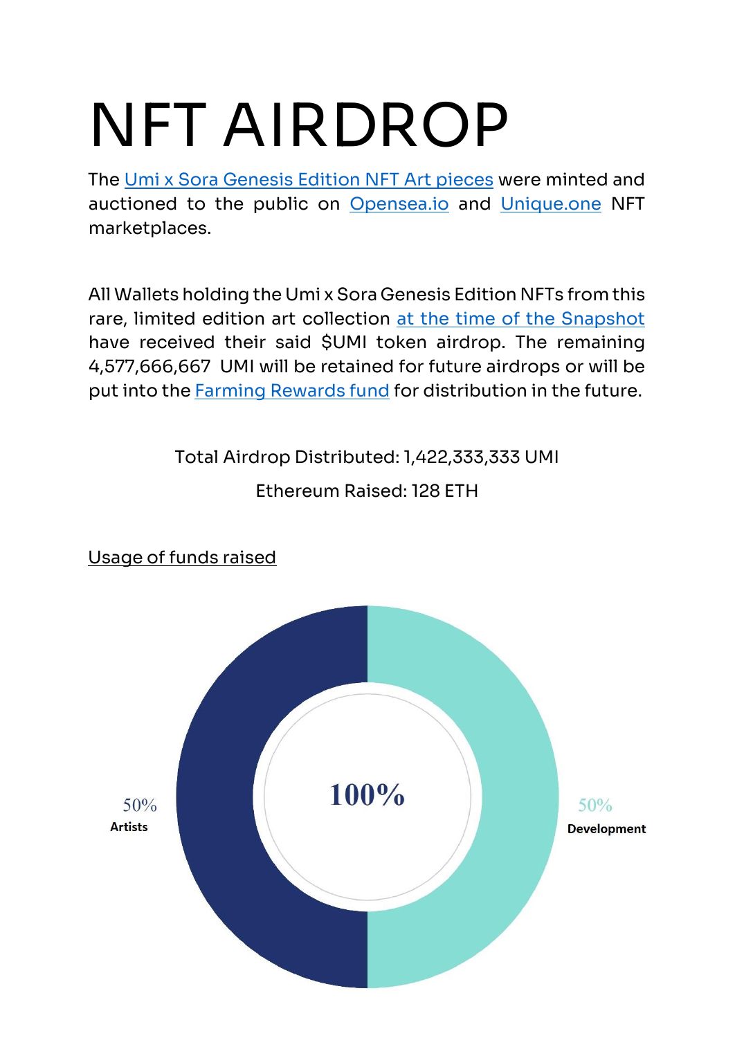# NFT AIRDROP

The Umi x Sora Genesis Edition NFT Art pieces were minted and auctioned to the public on Opensea.io and Unique.one NFT marketplaces.

All Wallets holding the Umi x Sora Genesis Edition NFTs from this rare, limited edition art collection at the time of the Snapshot have received their said $UMI token airdrop. The remaining 4,577,666,667 UMI will be retained for future airdrops or will be put into the Farming Rewards fund for distribution in the future.

Total Airdrop Distributed: 1,422,333,333 UMI

Ethereum Raised: 128 ETH

Usage of funds raised

100%

50%
Artists

50%
Development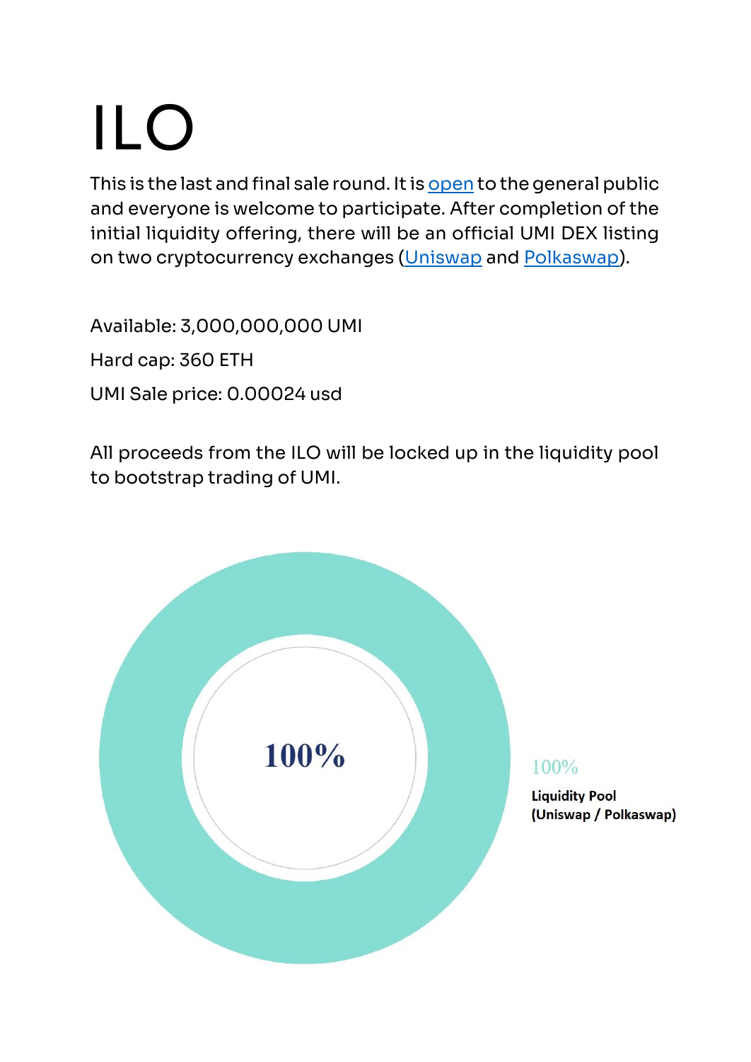# ILO

This is the last and final sale round. It is open to the general public and everyone is welcome to participate. After completion of the initial liquidity offering, there will be an official UMI DEX listing on two cryptocurrency exchanges (Uniswap and Polkaswap).

Available: 3,000,000,000 UMI

Hard cap: 360 ETH

UMI Sale price: 0.00024 usd

All proceeds from the ILO will be locked up in the liquidity pool to bootstrap trading of UMI.

100%

100%

**Liquidity Pool (Uniswap / Polkaswap)**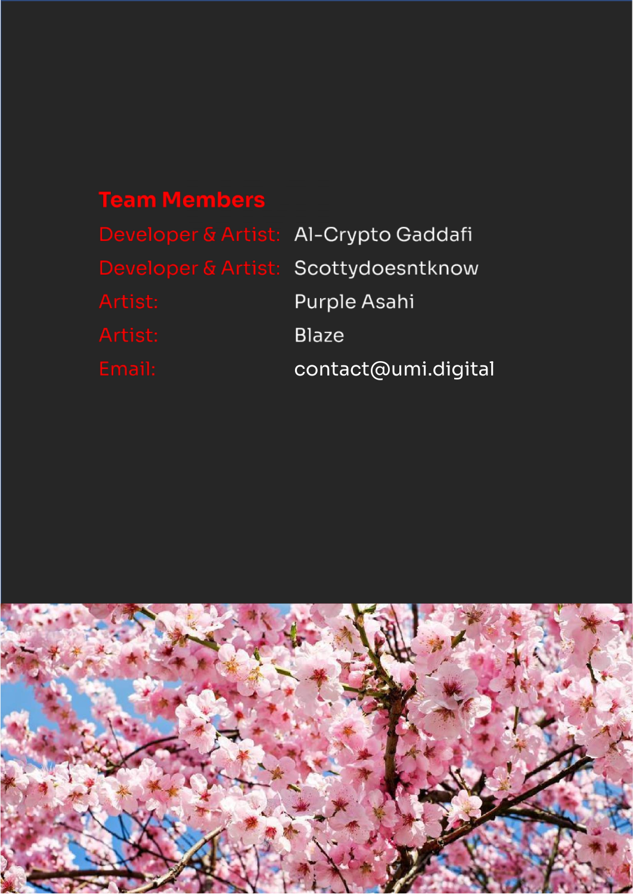## Team Members

| | |
|---|---|
| Developer & Artist: | Al-Crypto Gaddafi |
| Developer & Artist: | Scottydoesntknow |
| Artist: | Purple Asahi |
| Artist: | Blaze |
| Email: | contact@umi.digital |